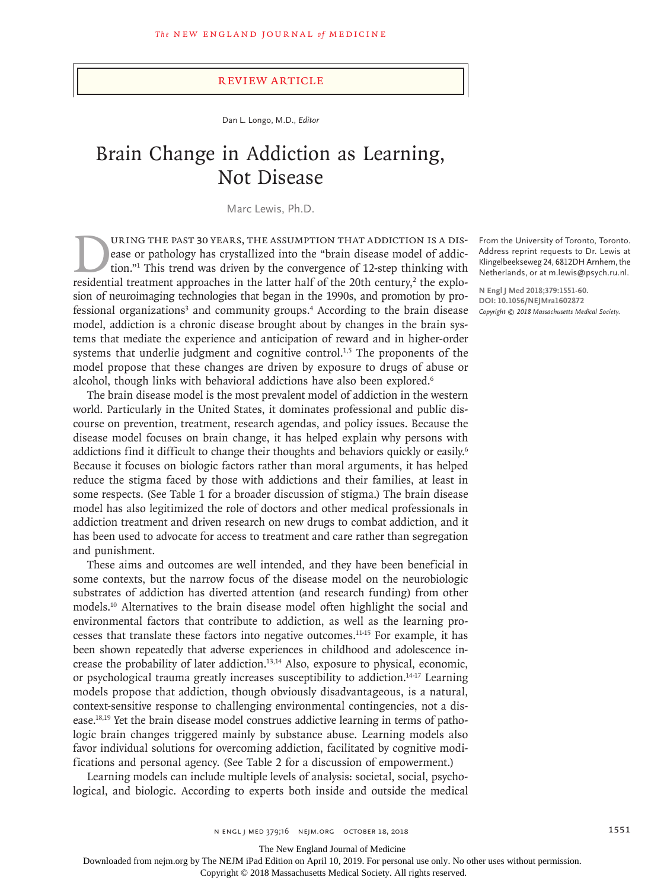REVIEW ARTICLE

Dan L. Longo, M.D., *Editor*

# Brain Change in Addiction as Learning, Not Disease

Marc Lewis, Ph.D.

From the University of Toronto, Toronto. Address reprint requests to Dr. Lewis at Klingelbeekseweg 24, 6812DH Arnhem, the Netherlands, or at m.lewis@psych.ru.nl.

**N Engl J Med 2018;379:1551-60.**
**DOI: 10.1056/NEJMra1602872**
*Copyright © 2018 Massachusetts Medical Society.*

During the past 30 years, the assumption that addiction is a disease or pathology has crystallized into the "brain disease model of addiction."[1] This trend was driven by the convergence of 12-step thinking with residential treatment approaches in the latter half of the 20th century,[2] the explosion of neuroimaging technologies that began in the 1990s, and promotion by professional organizations[3] and community groups.[4] According to the brain disease model, addiction is a chronic disease brought about by changes in the brain systems that mediate the experience and anticipation of reward and in higher-order systems that underlie judgment and cognitive control.[1,5] The proponents of the model propose that these changes are driven by exposure to drugs of abuse or alcohol, though links with behavioral addictions have also been explored.[6]

The brain disease model is the most prevalent model of addiction in the western world. Particularly in the United States, it dominates professional and public discourse on prevention, treatment, research agendas, and policy issues. Because the disease model focuses on brain change, it has helped explain why persons with addictions find it difficult to change their thoughts and behaviors quickly or easily.[6] Because it focuses on biologic factors rather than moral arguments, it has helped reduce the stigma faced by those with addictions and their families, at least in some respects. (See Table 1 for a broader discussion of stigma.) The brain disease model has also legitimized the role of doctors and other medical professionals in addiction treatment and driven research on new drugs to combat addiction, and it has been used to advocate for access to treatment and care rather than segregation and punishment.

These aims and outcomes are well intended, and they have been beneficial in some contexts, but the narrow focus of the disease model on the neurobiologic substrates of addiction has diverted attention (and research funding) from other models.[10] Alternatives to the brain disease model often highlight the social and environmental factors that contribute to addiction, as well as the learning processes that translate these factors into negative outcomes.[11-15] For example, it has been shown repeatedly that adverse experiences in childhood and adolescence increase the probability of later addiction.[13,14] Also, exposure to physical, economic, or psychological trauma greatly increases susceptibility to addiction.[14-17] Learning models propose that addiction, though obviously disadvantageous, is a natural, context-sensitive response to challenging environmental contingencies, not a disease.[18,19] Yet the brain disease model construes addictive learning in terms of pathologic brain changes triggered mainly by substance abuse. Learning models also favor individual solutions for overcoming addiction, facilitated by cognitive modifications and personal agency. (See Table 2 for a discussion of empowerment.)

Learning models can include multiple levels of analysis: societal, social, psychological, and biologic. According to experts both inside and outside the medical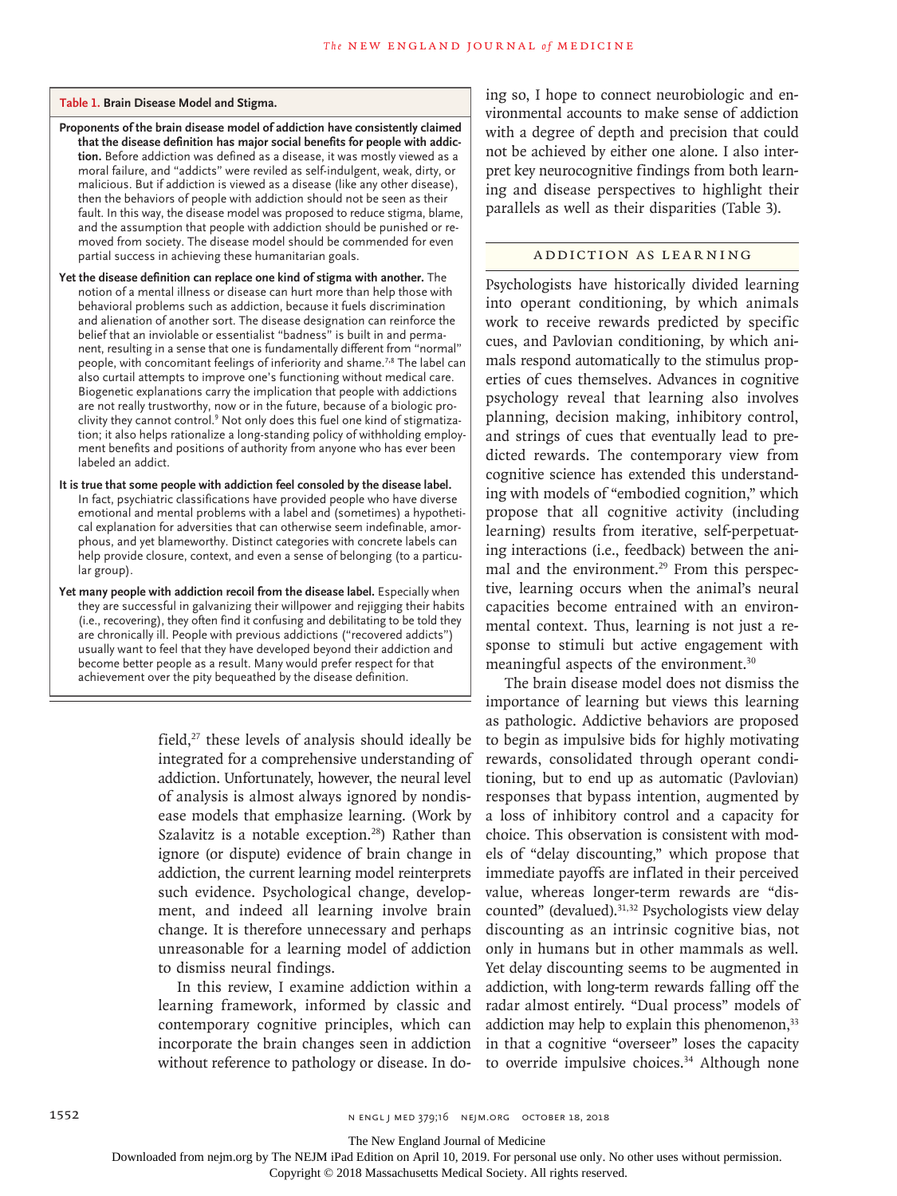**Table 1. Brain Disease Model and Stigma.**

**Proponents of the brain disease model of addiction have consistently claimed that the disease definition has major social benefits for people with addiction.** Before addiction was defined as a disease, it was mostly viewed as a moral failure, and "addicts" were reviled as self-indulgent, weak, dirty, or malicious. But if addiction is viewed as a disease (like any other disease), then the behaviors of people with addiction should not be seen as their fault. In this way, the disease model was proposed to reduce stigma, blame, and the assumption that people with addiction should be punished or removed from society. The disease model should be commended for even partial success in achieving these humanitarian goals.

**Yet the disease definition can replace one kind of stigma with another.** The notion of a mental illness or disease can hurt more than help those with behavioral problems such as addiction, because it fuels discrimination and alienation of another sort. The disease designation can reinforce the belief that an inviolable or essentialist "badness" is built in and permanent, resulting in a sense that one is fundamentally different from "normal" people, with concomitant feelings of inferiority and shame.[7,8] The label can also curtail attempts to improve one's functioning without medical care. Biogenetic explanations carry the implication that people with addictions are not really trustworthy, now or in the future, because of a biologic proclivity they cannot control.[9] Not only does this fuel one kind of stigmatization; it also helps rationalize a long-standing policy of withholding employment benefits and positions of authority from anyone who has ever been labeled an addict.

**It is true that some people with addiction feel consoled by the disease label.** In fact, psychiatric classifications have provided people who have diverse emotional and mental problems with a label and (sometimes) a hypothetical explanation for adversities that can otherwise seem indefinable, amorphous, and yet blameworthy. Distinct categories with concrete labels can help provide closure, context, and even a sense of belonging (to a particular group).

**Yet many people with addiction recoil from the disease label.** Especially when they are successful in galvanizing their willpower and rejigging their habits (i.e., recovering), they often find it confusing and debilitating to be told they are chronically ill. People with previous addictions ("recovered addicts") usually want to feel that they have developed beyond their addiction and become better people as a result. Many would prefer respect for that achievement over the pity bequeathed by the disease definition.

field,[27] these levels of analysis should ideally be integrated for a comprehensive understanding of addiction. Unfortunately, however, the neural level of analysis is almost always ignored by nondisease models that emphasize learning. (Work by Szalavitz is a notable exception.[28]) Rather than ignore (or dispute) evidence of brain change in addiction, the current learning model reinterprets such evidence. Psychological change, development, and indeed all learning involve brain change. It is therefore unnecessary and perhaps unreasonable for a learning model of addiction to dismiss neural findings.

In this review, I examine addiction within a learning framework, informed by classic and contemporary cognitive principles, which can incorporate the brain changes seen in addiction without reference to pathology or disease. In doing so, I hope to connect neurobiologic and environmental accounts to make sense of addiction with a degree of depth and precision that could not be achieved by either one alone. I also interpret key neurocognitive findings from both learning and disease perspectives to highlight their parallels as well as their disparities (Table 3).

## Addiction as Learning

Psychologists have historically divided learning into operant conditioning, by which animals work to receive rewards predicted by specific cues, and Pavlovian conditioning, by which animals respond automatically to the stimulus properties of cues themselves. Advances in cognitive psychology reveal that learning also involves planning, decision making, inhibitory control, and strings of cues that eventually lead to predicted rewards. The contemporary view from cognitive science has extended this understanding with models of "embodied cognition," which propose that all cognitive activity (including learning) results from iterative, self-perpetuating interactions (i.e., feedback) between the animal and the environment.[29] From this perspective, learning occurs when the animal's neural capacities become entrained with an environmental context. Thus, learning is not just a response to stimuli but active engagement with meaningful aspects of the environment.[30]

The brain disease model does not dismiss the importance of learning but views this learning as pathologic. Addictive behaviors are proposed to begin as impulsive bids for highly motivating rewards, consolidated through operant conditioning, but to end up as automatic (Pavlovian) responses that bypass intention, augmented by a loss of inhibitory control and a capacity for choice. This observation is consistent with models of "delay discounting," which propose that immediate payoffs are inflated in their perceived value, whereas longer-term rewards are "discounted" (devalued).[31,32] Psychologists view delay discounting as an intrinsic cognitive bias, not only in humans but in other mammals as well. Yet delay discounting seems to be augmented in addiction, with long-term rewards falling off the radar almost entirely. "Dual process" models of addiction may help to explain this phenomenon,[33] in that a cognitive "overseer" loses the capacity to override impulsive choices.[34] Although none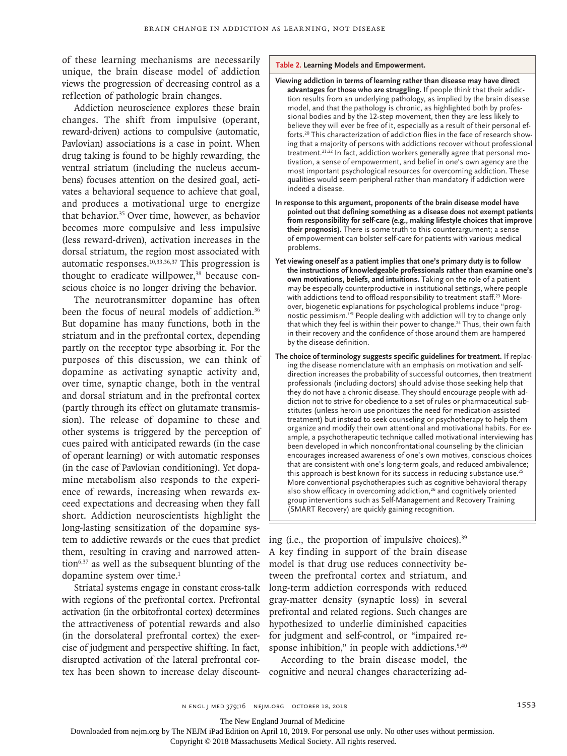of these learning mechanisms are necessarily unique, the brain disease model of addiction views the progression of decreasing control as a reflection of pathologic brain changes.

Addiction neuroscience explores these brain changes. The shift from impulsive (operant, reward-driven) actions to compulsive (automatic, Pavlovian) associations is a case in point. When drug taking is found to be highly rewarding, the ventral striatum (including the nucleus accumbens) focuses attention on the desired goal, activates a behavioral sequence to achieve that goal, and produces a motivational urge to energize that behavior.[35] Over time, however, as behavior becomes more compulsive and less impulsive (less reward-driven), activation increases in the dorsal striatum, the region most associated with automatic responses.[10,33,36,37] This progression is thought to eradicate willpower,[38] because conscious choice is no longer driving the behavior.

The neurotransmitter dopamine has often been the focus of neural models of addiction.[36] But dopamine has many functions, both in the striatum and in the prefrontal cortex, depending partly on the receptor type absorbing it. For the purposes of this discussion, we can think of dopamine as activating synaptic activity and, over time, synaptic change, both in the ventral and dorsal striatum and in the prefrontal cortex (partly through its effect on glutamate transmission). The release of dopamine to these and other systems is triggered by the perception of cues paired with anticipated rewards (in the case of operant learning) or with automatic responses (in the case of Pavlovian conditioning). Yet dopamine metabolism also responds to the experience of rewards, increasing when rewards exceed expectations and decreasing when they fall short. Addiction neuroscientists highlight the long-lasting sensitization of the dopamine system to addictive rewards or the cues that predict them, resulting in craving and narrowed attention[6,37] as well as the subsequent blunting of the dopamine system over time.[1]

Striatal systems engage in constant cross-talk with regions of the prefrontal cortex. Prefrontal activation (in the orbitofrontal cortex) determines the attractiveness of potential rewards and also (in the dorsolateral prefrontal cortex) the exercise of judgment and perspective shifting. In fact, disrupted activation of the lateral prefrontal cortex has been shown to increase delay discounting (i.e., the proportion of impulsive choices).[39] A key finding in support of the brain disease model is that drug use reduces connectivity between the prefrontal cortex and striatum, and long-term addiction corresponds with reduced gray-matter density (synaptic loss) in several prefrontal and related regions. Such changes are hypothesized to underlie diminished capacities for judgment and self-control, or "impaired response inhibition," in people with addictions.[5,40]

According to the brain disease model, the cognitive and neural changes characterizing ad-

**Table 2. Learning Models and Empowerment.**

**Viewing addiction in terms of learning rather than disease may have direct advantages for those who are struggling.** If people think that their addiction results from an underlying pathology, as implied by the brain disease model, and that the pathology is chronic, as highlighted both by professional bodies and by the 12-step movement, then they are less likely to believe they will ever be free of it, especially as a result of their personal efforts.[20] This characterization of addiction flies in the face of research showing that a majority of persons with addictions recover without professional treatment.[21,22] In fact, addiction workers generally agree that personal motivation, a sense of empowerment, and belief in one's own agency are the most important psychological resources for overcoming addiction. These qualities would seem peripheral rather than mandatory if addiction were indeed a disease.

**In response to this argument, proponents of the brain disease model have pointed out that defining something as a disease does not exempt patients from responsibility for self-care (e.g., making lifestyle choices that improve their prognosis).** There is some truth to this counterargument; a sense of empowerment can bolster self-care for patients with various medical problems.

**Yet viewing oneself as a patient implies that one's primary duty is to follow the instructions of knowledgeable professionals rather than examine one's own motivations, beliefs, and intuitions.** Taking on the role of a patient may be especially counterproductive in institutional settings, where people with addictions tend to offload responsibility to treatment staff.[23] Moreover, biogenetic explanations for psychological problems induce "prognostic pessimism."[9] People dealing with addiction will try to change only that which they feel is within their power to change.[24] Thus, their own faith in their recovery and the confidence of those around them are hampered by the disease definition.

**The choice of terminology suggests specific guidelines for treatment.** If replacing the disease nomenclature with an emphasis on motivation and self-direction increases the probability of successful outcomes, then treatment professionals (including doctors) should advise those seeking help that they do not have a chronic disease. They should encourage people with addiction not to strive for obedience to a set of rules or pharmaceutical substitutes (unless heroin use prioritizes the need for medication-assisted treatment) but instead to seek counseling or psychotherapy to help them organize and modify their own attentional and motivational habits. For example, a psychotherapeutic technique called motivational interviewing has been developed in which nonconfrontational counseling by the clinician encourages increased awareness of one's own motives, conscious choices that are consistent with one's long-term goals, and reduced ambivalence; this approach is best known for its success in reducing substance use.[25] More conventional psychotherapies such as cognitive behavioral therapy also show efficacy in overcoming addiction,[26] and cognitively oriented group interventions such as Self-Management and Recovery Training (SMART Recovery) are quickly gaining recognition.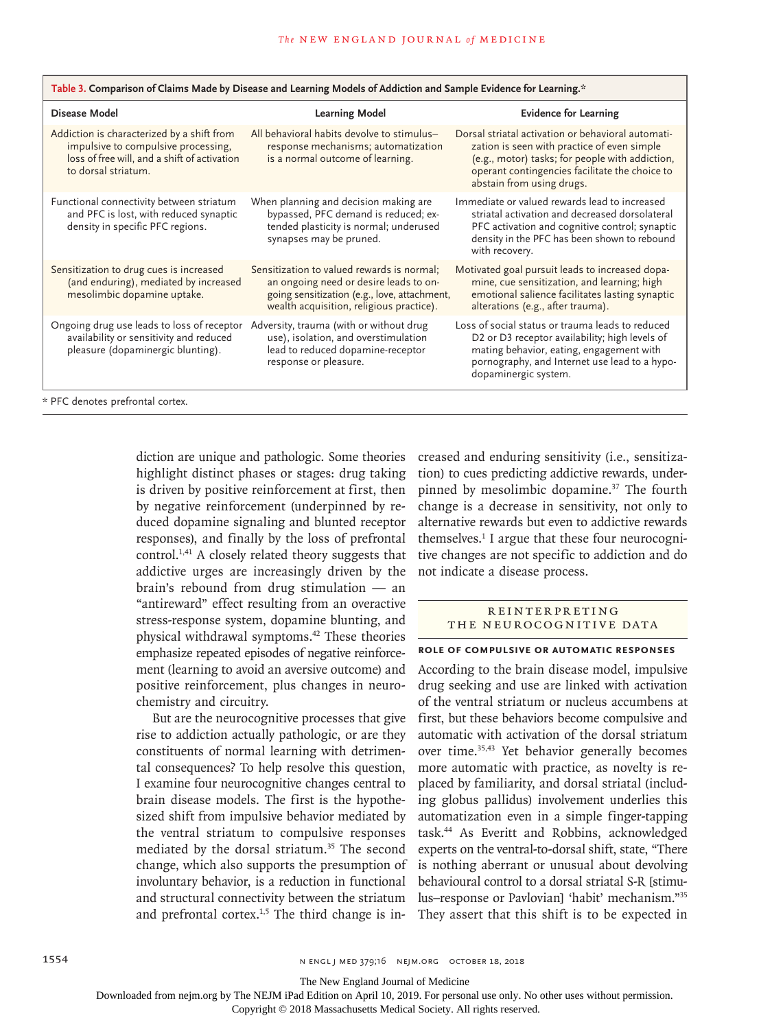**Table 3. Comparison of Claims Made by Disease and Learning Models of Addiction and Sample Evidence for Learning.***

| Disease Model | Learning Model | Evidence for Learning |
| --- | --- | --- |
| Addiction is characterized by a shift from impulsive to compulsive processing, loss of free will, and a shift of activation to dorsal striatum. | All behavioral habits devolve to stimulus–response mechanisms; automatization is a normal outcome of learning. | Dorsal striatal activation or behavioral automatization is seen with practice of even simple (e.g., motor) tasks; for people with addiction, operant contingencies facilitate the choice to abstain from using drugs. |
| Functional connectivity between striatum and PFC is lost, with reduced synaptic density in specific PFC regions. | When planning and decision making are bypassed, PFC demand is reduced; extended plasticity is normal; underused synapses may be pruned. | Immediate or valued rewards lead to increased striatal activation and decreased dorsolateral PFC activation and cognitive control; synaptic density in the PFC has been shown to rebound with recovery. |
| Sensitization to drug cues is increased (and enduring), mediated by increased mesolimbic dopamine uptake. | Sensitization to valued rewards is normal; an ongoing need or desire leads to ongoing sensitization (e.g., love, attachment, wealth acquisition, religious practice). | Motivated goal pursuit leads to increased dopamine, cue sensitization, and learning; high emotional salience facilitates lasting synaptic alterations (e.g., after trauma). |
| Ongoing drug use leads to loss of receptor availability or sensitivity and reduced pleasure (dopaminergic blunting). | Adversity, trauma (with or without drug use), isolation, and overstimulation lead to reduced dopamine-receptor response or pleasure. | Loss of social status or trauma leads to reduced D2 or D3 receptor availability; high levels of mating behavior, eating, engagement with pornography, and Internet use lead to a hypodopaminergic system. |

* PFC denotes prefrontal cortex.

diction are unique and pathologic. Some theories highlight distinct phases or stages: drug taking is driven by positive reinforcement at first, then by negative reinforcement (underpinned by reduced dopamine signaling and blunted receptor responses), and finally by the loss of prefrontal control.[1,41] A closely related theory suggests that addictive urges are increasingly driven by the brain's rebound from drug stimulation — an "antireward" effect resulting from an overactive stress-response system, dopamine blunting, and physical withdrawal symptoms.[42] These theories emphasize repeated episodes of negative reinforcement (learning to avoid an aversive outcome) and positive reinforcement, plus changes in neurochemistry and circuitry.

But are the neurocognitive processes that give rise to addiction actually pathologic, or are they constituents of normal learning with detrimental consequences? To help resolve this question, I examine four neurocognitive changes central to brain disease models. The first is the hypothesized shift from impulsive behavior mediated by the ventral striatum to compulsive responses mediated by the dorsal striatum.[35] The second change, which also supports the presumption of involuntary behavior, is a reduction in functional and structural connectivity between the striatum and prefrontal cortex.[1,5] The third change is increased and enduring sensitivity (i.e., sensitization) to cues predicting addictive rewards, underpinned by mesolimbic dopamine.[37] The fourth change is a decrease in sensitivity, not only to alternative rewards but even to addictive rewards themselves.[1] I argue that these four neurocognitive changes are not specific to addiction and do not indicate a disease process.

## Reinterpreting the Neurocognitive Data

### Role of Compulsive or Automatic Responses

According to the brain disease model, impulsive drug seeking and use are linked with activation of the ventral striatum or nucleus accumbens at first, but these behaviors become compulsive and automatic with activation of the dorsal striatum over time.[35,43] Yet behavior generally becomes more automatic with practice, as novelty is replaced by familiarity, and dorsal striatal (including globus pallidus) involvement underlies this automatization even in a simple finger-tapping task.[44] As Everitt and Robbins, acknowledged experts on the ventral-to-dorsal shift, state, "There is nothing aberrant or unusual about devolving behavioural control to a dorsal striatal S-R [stimulus–response or Pavlovian] 'habit' mechanism."[35] They assert that this shift is to be expected in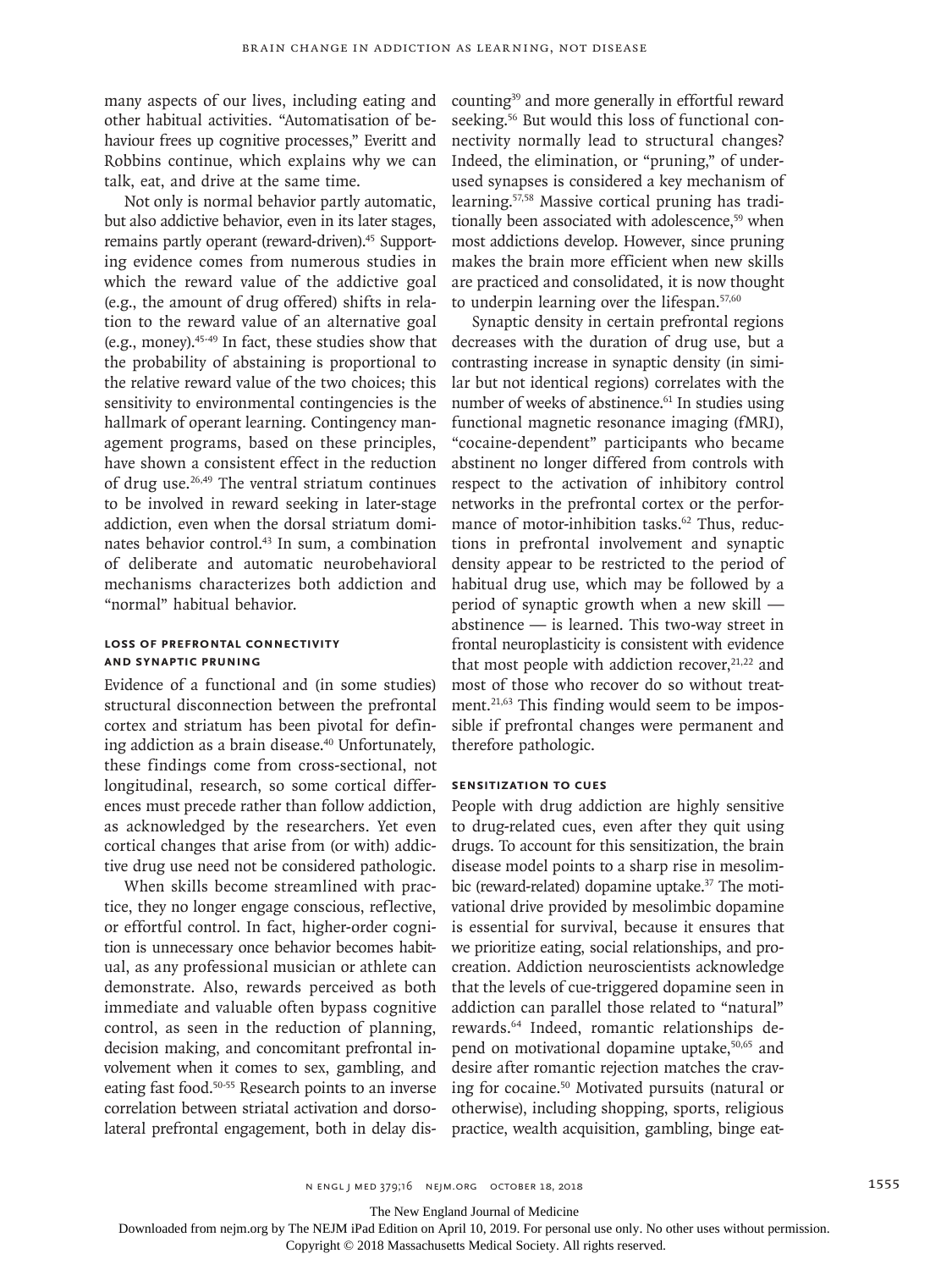many aspects of our lives, including eating and other habitual activities. "Automatisation of behaviour frees up cognitive processes," Everitt and Robbins continue, which explains why we can talk, eat, and drive at the same time.

Not only is normal behavior partly automatic, but also addictive behavior, even in its later stages, remains partly operant (reward-driven).[45] Supporting evidence comes from numerous studies in which the reward value of the addictive goal (e.g., the amount of drug offered) shifts in relation to the reward value of an alternative goal (e.g., money).[45-49] In fact, these studies show that the probability of abstaining is proportional to the relative reward value of the two choices; this sensitivity to environmental contingencies is the hallmark of operant learning. Contingency management programs, based on these principles, have shown a consistent effect in the reduction of drug use.[26,49] The ventral striatum continues to be involved in reward seeking in later-stage addiction, even when the dorsal striatum dominates behavior control.[43] In sum, a combination of deliberate and automatic neurobehavioral mechanisms characterizes both addiction and "normal" habitual behavior.

### Loss of Prefrontal Connectivity and Synaptic Pruning

Evidence of a functional and (in some studies) structural disconnection between the prefrontal cortex and striatum has been pivotal for defining addiction as a brain disease.[40] Unfortunately, these findings come from cross-sectional, not longitudinal, research, so some cortical differences must precede rather than follow addiction, as acknowledged by the researchers. Yet even cortical changes that arise from (or with) addictive drug use need not be considered pathologic.

When skills become streamlined with practice, they no longer engage conscious, reflective, or effortful control. In fact, higher-order cognition is unnecessary once behavior becomes habitual, as any professional musician or athlete can demonstrate. Also, rewards perceived as both immediate and valuable often bypass cognitive control, as seen in the reduction of planning, decision making, and concomitant prefrontal involvement when it comes to sex, gambling, and eating fast food.[50-55] Research points to an inverse correlation between striatal activation and dorsolateral prefrontal engagement, both in delay discounting[39] and more generally in effortful reward seeking.[56] But would this loss of functional connectivity normally lead to structural changes? Indeed, the elimination, or "pruning," of underused synapses is considered a key mechanism of learning.[57,58] Massive cortical pruning has traditionally been associated with adolescence,[59] when most addictions develop. However, since pruning makes the brain more efficient when new skills are practiced and consolidated, it is now thought to underpin learning over the lifespan.[57,60]

Synaptic density in certain prefrontal regions decreases with the duration of drug use, but a contrasting increase in synaptic density (in similar but not identical regions) correlates with the number of weeks of abstinence.[61] In studies using functional magnetic resonance imaging (fMRI), "cocaine-dependent" participants who became abstinent no longer differed from controls with respect to the activation of inhibitory control networks in the prefrontal cortex or the performance of motor-inhibition tasks.[62] Thus, reductions in prefrontal involvement and synaptic density appear to be restricted to the period of habitual drug use, which may be followed by a period of synaptic growth when a new skill — abstinence — is learned. This two-way street in frontal neuroplasticity is consistent with evidence that most people with addiction recover,[21,22] and most of those who recover do so without treatment.[21,63] This finding would seem to be impossible if prefrontal changes were permanent and therefore pathologic.

### Sensitization to Cues

People with drug addiction are highly sensitive to drug-related cues, even after they quit using drugs. To account for this sensitization, the brain disease model points to a sharp rise in mesolimbic (reward-related) dopamine uptake.[37] The motivational drive provided by mesolimbic dopamine is essential for survival, because it ensures that we prioritize eating, social relationships, and procreation. Addiction neuroscientists acknowledge that the levels of cue-triggered dopamine seen in addiction can parallel those related to "natural" rewards.[64] Indeed, romantic relationships depend on motivational dopamine uptake,[50,65] and desire after romantic rejection matches the craving for cocaine.[50] Motivated pursuits (natural or otherwise), including shopping, sports, religious practice, wealth acquisition, gambling, binge eat-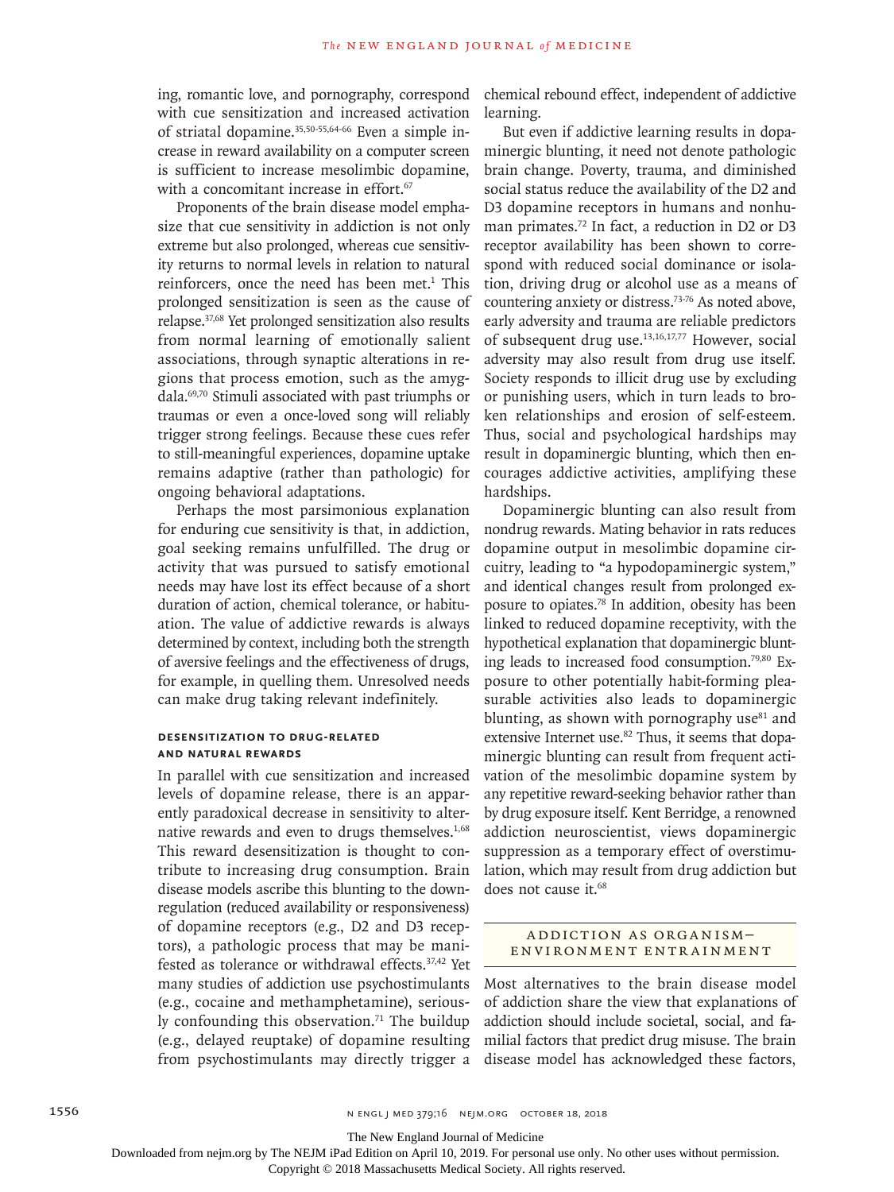ing, romantic love, and pornography, correspond with cue sensitization and increased activation of striatal dopamine.[35,50-55,64-66] Even a simple increase in reward availability on a computer screen is sufficient to increase mesolimbic dopamine, with a concomitant increase in effort.[67]

Proponents of the brain disease model emphasize that cue sensitivity in addiction is not only extreme but also prolonged, whereas cue sensitivity returns to normal levels in relation to natural reinforcers, once the need has been met.[1] This prolonged sensitization is seen as the cause of relapse.[37,68] Yet prolonged sensitization also results from normal learning of emotionally salient associations, through synaptic alterations in regions that process emotion, such as the amygdala.[69,70] Stimuli associated with past triumphs or traumas or even a once-loved song will reliably trigger strong feelings. Because these cues refer to still-meaningful experiences, dopamine uptake remains adaptive (rather than pathologic) for ongoing behavioral adaptations.

Perhaps the most parsimonious explanation for enduring cue sensitivity is that, in addiction, goal seeking remains unfulfilled. The drug or activity that was pursued to satisfy emotional needs may have lost its effect because of a short duration of action, chemical tolerance, or habituation. The value of addictive rewards is always determined by context, including both the strength of aversive feelings and the effectiveness of drugs, for example, in quelling them. Unresolved needs can make drug taking relevant indefinitely.

### Desensitization to Drug-Related and Natural Rewards

In parallel with cue sensitization and increased levels of dopamine release, there is an apparently paradoxical decrease in sensitivity to alternative rewards and even to drugs themselves.[1,68] This reward desensitization is thought to contribute to increasing drug consumption. Brain disease models ascribe this blunting to the down-regulation (reduced availability or responsiveness) of dopamine receptors (e.g., D2 and D3 receptors), a pathologic process that may be manifested as tolerance or withdrawal effects.[37,42] Yet many studies of addiction use psychostimulants (e.g., cocaine and methamphetamine), seriously confounding this observation.[71] The buildup (e.g., delayed reuptake) of dopamine resulting from psychostimulants may directly trigger a chemical rebound effect, independent of addictive learning.

But even if addictive learning results in dopaminergic blunting, it need not denote pathologic brain change. Poverty, trauma, and diminished social status reduce the availability of the D2 and D3 dopamine receptors in humans and nonhuman primates.[72] In fact, a reduction in D2 or D3 receptor availability has been shown to correspond with reduced social dominance or isolation, driving drug or alcohol use as a means of countering anxiety or distress.[73-76] As noted above, early adversity and trauma are reliable predictors of subsequent drug use.[13,16,17,77] However, social adversity may also result from drug use itself. Society responds to illicit drug use by excluding or punishing users, which in turn leads to broken relationships and erosion of self-esteem. Thus, social and psychological hardships may result in dopaminergic blunting, which then encourages addictive activities, amplifying these hardships.

Dopaminergic blunting can also result from nondrug rewards. Mating behavior in rats reduces dopamine output in mesolimbic dopamine circuitry, leading to "a hypodopaminergic system," and identical changes result from prolonged exposure to opiates.[78] In addition, obesity has been linked to reduced dopamine receptivity, with the hypothetical explanation that dopaminergic blunting leads to increased food consumption.[79,80] Exposure to other potentially habit-forming pleasurable activities also leads to dopaminergic blunting, as shown with pornography use[81] and extensive Internet use.[82] Thus, it seems that dopaminergic blunting can result from frequent activation of the mesolimbic dopamine system by any repetitive reward-seeking behavior rather than by drug exposure itself. Kent Berridge, a renowned addiction neuroscientist, views dopaminergic suppression as a temporary effect of overstimulation, which may result from drug addiction but does not cause it.[68]

## Addiction as Organism–Environment Entrainment

Most alternatives to the brain disease model of addiction share the view that explanations of addiction should include societal, social, and familial factors that predict drug misuse. The brain disease model has acknowledged these factors,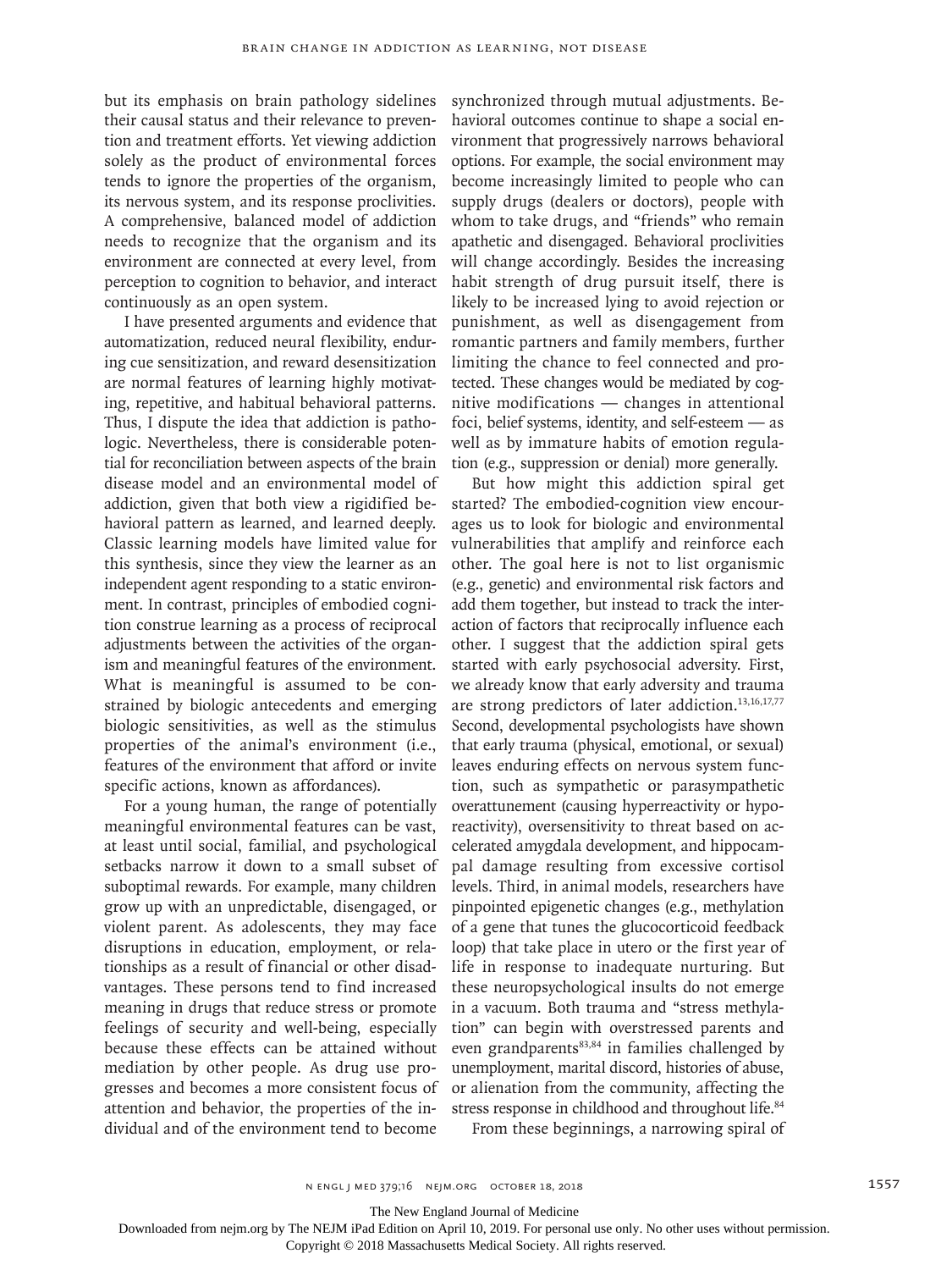but its emphasis on brain pathology sidelines their causal status and their relevance to prevention and treatment efforts. Yet viewing addiction solely as the product of environmental forces tends to ignore the properties of the organism, its nervous system, and its response proclivities. A comprehensive, balanced model of addiction needs to recognize that the organism and its environment are connected at every level, from perception to cognition to behavior, and interact continuously as an open system.

I have presented arguments and evidence that automatization, reduced neural flexibility, enduring cue sensitization, and reward desensitization are normal features of learning highly motivating, repetitive, and habitual behavioral patterns. Thus, I dispute the idea that addiction is pathologic. Nevertheless, there is considerable potential for reconciliation between aspects of the brain disease model and an environmental model of addiction, given that both view a rigidified behavioral pattern as learned, and learned deeply. Classic learning models have limited value for this synthesis, since they view the learner as an independent agent responding to a static environment. In contrast, principles of embodied cognition construe learning as a process of reciprocal adjustments between the activities of the organism and meaningful features of the environment. What is meaningful is assumed to be constrained by biologic antecedents and emerging biologic sensitivities, as well as the stimulus properties of the animal's environment (i.e., features of the environment that afford or invite specific actions, known as affordances).

For a young human, the range of potentially meaningful environmental features can be vast, at least until social, familial, and psychological setbacks narrow it down to a small subset of suboptimal rewards. For example, many children grow up with an unpredictable, disengaged, or violent parent. As adolescents, they may face disruptions in education, employment, or relationships as a result of financial or other disadvantages. These persons tend to find increased meaning in drugs that reduce stress or promote feelings of security and well-being, especially because these effects can be attained without mediation by other people. As drug use progresses and becomes a more consistent focus of attention and behavior, the properties of the individual and of the environment tend to become synchronized through mutual adjustments. Behavioral outcomes continue to shape a social environment that progressively narrows behavioral options. For example, the social environment may become increasingly limited to people who can supply drugs (dealers or doctors), people with whom to take drugs, and "friends" who remain apathetic and disengaged. Behavioral proclivities will change accordingly. Besides the increasing habit strength of drug pursuit itself, there is likely to be increased lying to avoid rejection or punishment, as well as disengagement from romantic partners and family members, further limiting the chance to feel connected and protected. These changes would be mediated by cognitive modifications — changes in attentional foci, belief systems, identity, and self-esteem — as well as by immature habits of emotion regulation (e.g., suppression or denial) more generally.

But how might this addiction spiral get started? The embodied-cognition view encourages us to look for biologic and environmental vulnerabilities that amplify and reinforce each other. The goal here is not to list organismic (e.g., genetic) and environmental risk factors and add them together, but instead to track the interaction of factors that reciprocally influence each other. I suggest that the addiction spiral gets started with early psychosocial adversity. First, we already know that early adversity and trauma are strong predictors of later addiction.[13,16,17,77] Second, developmental psychologists have shown that early trauma (physical, emotional, or sexual) leaves enduring effects on nervous system function, such as sympathetic or parasympathetic overattunement (causing hyperreactivity or hyporeactivity), oversensitivity to threat based on accelerated amygdala development, and hippocampal damage resulting from excessive cortisol levels. Third, in animal models, researchers have pinpointed epigenetic changes (e.g., methylation of a gene that tunes the glucocorticoid feedback loop) that take place in utero or the first year of life in response to inadequate nurturing. But these neuropsychological insults do not emerge in a vacuum. Both trauma and "stress methylation" can begin with overstressed parents and even grandparents[83,84] in families challenged by unemployment, marital discord, histories of abuse, or alienation from the community, affecting the stress response in childhood and throughout life.[84]

From these beginnings, a narrowing spiral of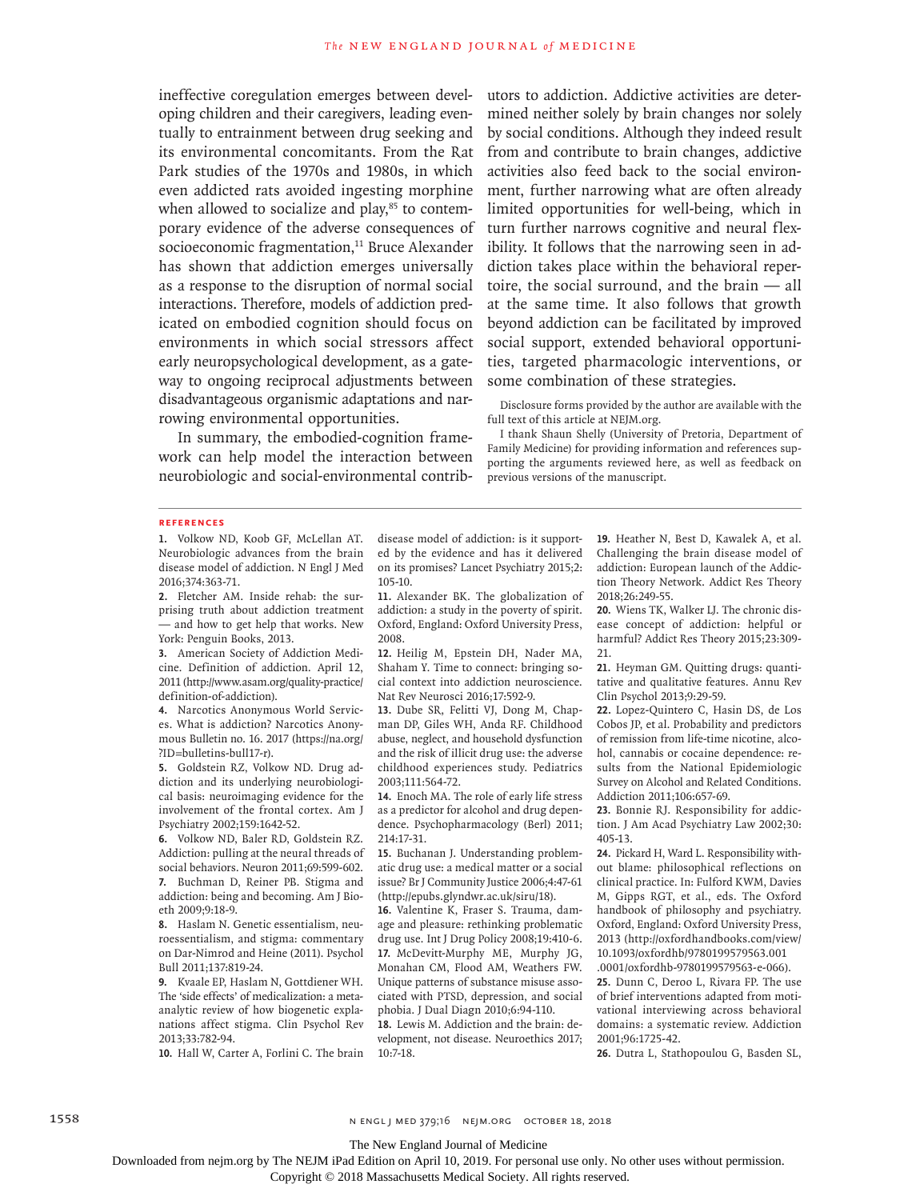ineffective coregulation emerges between developing children and their caregivers, leading eventually to entrainment between drug seeking and its environmental concomitants. From the Rat Park studies of the 1970s and 1980s, in which even addicted rats avoided ingesting morphine when allowed to socialize and play,[85] to contemporary evidence of the adverse consequences of socioeconomic fragmentation,[11] Bruce Alexander has shown that addiction emerges universally as a response to the disruption of normal social interactions. Therefore, models of addiction predicated on embodied cognition should focus on environments in which social stressors affect early neuropsychological development, as a gateway to ongoing reciprocal adjustments between disadvantageous organismic adaptations and narrowing environmental opportunities.

In summary, the embodied-cognition framework can help model the interaction between neurobiologic and social-environmental contributors to addiction. Addictive activities are determined neither solely by brain changes nor solely by social conditions. Although they indeed result from and contribute to brain changes, addictive activities also feed back to the social environment, further narrowing what are often already limited opportunities for well-being, which in turn further narrows cognitive and neural flexibility. It follows that the narrowing seen in addiction takes place within the behavioral repertoire, the social surround, and the brain — all at the same time. It also follows that growth beyond addiction can be facilitated by improved social support, extended behavioral opportunities, targeted pharmacologic interventions, or some combination of these strategies.

Disclosure forms provided by the author are available with the full text of this article at NEJM.org.

I thank Shaun Shelly (University of Pretoria, Department of Family Medicine) for providing information and references supporting the arguments reviewed here, as well as feedback on previous versions of the manuscript.

## References

1. Volkow ND, Koob GF, McLellan AT. Neurobiologic advances from the brain disease model of addiction. N Engl J Med 2016;374:363-71.
2. Fletcher AM. Inside rehab: the surprising truth about addiction treatment — and how to get help that works. New York: Penguin Books, 2013.
3. American Society of Addiction Medicine. Definition of addiction. April 12, 2011 (http://www.asam.org/quality-practice/definition-of-addiction).
4. Narcotics Anonymous World Services. What is addiction? Narcotics Anonymous Bulletin no. 16. 2017 (https://na.org/?ID=bulletins-bull17-r).
5. Goldstein RZ, Volkow ND. Drug addiction and its underlying neurobiological basis: neuroimaging evidence for the involvement of the frontal cortex. Am J Psychiatry 2002;159:1642-52.
6. Volkow ND, Baler RD, Goldstein RZ. Addiction: pulling at the neural threads of social behaviors. Neuron 2011;69:599-602.
7. Buchman D, Reiner PB. Stigma and addiction: being and becoming. Am J Bioeth 2009;9:18-9.
8. Haslam N. Genetic essentialism, neuroessentialism, and stigma: commentary on Dar-Nimrod and Heine (2011). Psychol Bull 2011;137:819-24.
9. Kvaale EP, Haslam N, Gottdiener WH. The 'side effects' of medicalization: a meta-analytic review of how biogenetic explanations affect stigma. Clin Psychol Rev 2013;33:782-94.
10. Hall W, Carter A, Forlini C. The brain disease model of addiction: is it supported by the evidence and has it delivered on its promises? Lancet Psychiatry 2015;2:105-10.
11. Alexander BK. The globalization of addiction: a study in the poverty of spirit. Oxford, England: Oxford University Press, 2008.
12. Heilig M, Epstein DH, Nader MA, Shaham Y. Time to connect: bringing social context into addiction neuroscience. Nat Rev Neurosci 2016;17:592-9.
13. Dube SR, Felitti VJ, Dong M, Chapman DP, Giles WH, Anda RF. Childhood abuse, neglect, and household dysfunction and the risk of illicit drug use: the adverse childhood experiences study. Pediatrics 2003;111:564-72.
14. Enoch MA. The role of early life stress as a predictor for alcohol and drug dependence. Psychopharmacology (Berl) 2011;214:17-31.
15. Buchanan J. Understanding problematic drug use: a medical matter or a social issue? Br J Community Justice 2006;4:47-61 (http://epubs.glyndwr.ac.uk/siru/18).
16. Valentine K, Fraser S. Trauma, damage and pleasure: rethinking problematic drug use. Int J Drug Policy 2008;19:410-6.
17. McDevitt-Murphy ME, Murphy JG, Monahan CM, Flood AM, Weathers FW. Unique patterns of substance misuse associated with PTSD, depression, and social phobia. J Dual Diagn 2010;6:94-110.
18. Lewis M. Addiction and the brain: development, not disease. Neuroethics 2017;10:7-18.
19. Heather N, Best D, Kawalek A, et al. Challenging the brain disease model of addiction: European launch of the Addiction Theory Network. Addict Res Theory 2018;26:249-55.
20. Wiens TK, Walker LJ. The chronic disease concept of addiction: helpful or harmful? Addict Res Theory 2015;23:309-21.
21. Heyman GM. Quitting drugs: quantitative and qualitative features. Annu Rev Clin Psychol 2013;9:29-59.
22. Lopez-Quintero C, Hasin DS, de Los Cobos JP, et al. Probability and predictors of remission from life-time nicotine, alcohol, cannabis or cocaine dependence: results from the National Epidemiologic Survey on Alcohol and Related Conditions. Addiction 2011;106:657-69.
23. Bonnie RJ. Responsibility for addiction. J Am Acad Psychiatry Law 2002;30:405-13.
24. Pickard H, Ward L. Responsibility without blame: philosophical reflections on clinical practice. In: Fulford KWM, Davies M, Gipps RGT, et al., eds. The Oxford handbook of philosophy and psychiatry. Oxford, England: Oxford University Press, 2013 (http://oxfordhandbooks.com/view/10.1093/oxfordhb/9780199579563.001.0001/oxfordhb-9780199579563-e-066).
25. Dunn C, Deroo L, Rivara FP. The use of brief interventions adapted from motivational interviewing across behavioral domains: a systematic review. Addiction 2001;96:1725-42.
26. Dutra L, Stathopoulou G, Basden SL,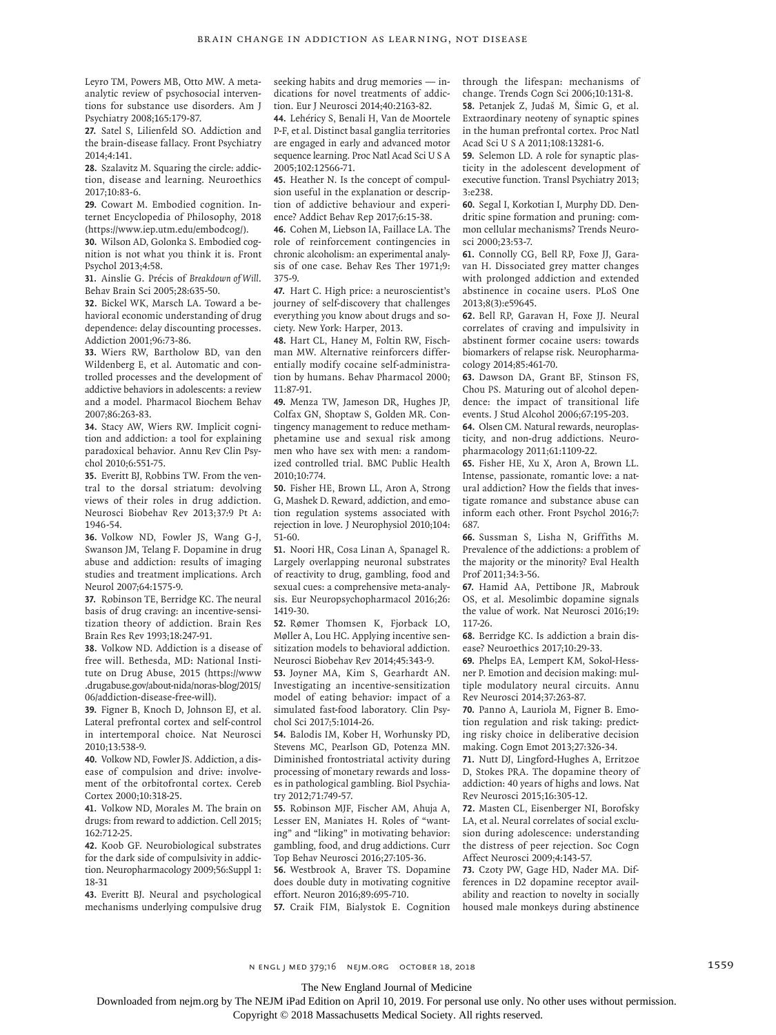Leyro TM, Powers MB, Otto MW. A meta-analytic review of psychosocial interventions for substance use disorders. Am J Psychiatry 2008;165:179-87.

**27.** Satel S, Lilienfeld SO. Addiction and the brain-disease fallacy. Front Psychiatry 2014;4:141.

**28.** Szalavitz M. Squaring the circle: addiction, disease and learning. Neuroethics 2017;10:83-6.

**29.** Cowart M. Embodied cognition. Internet Encyclopedia of Philosophy, 2018 (https://www.iep.utm.edu/embodcog/).

**30.** Wilson AD, Golonka S. Embodied cognition is not what you think it is. Front Psychol 2013;4:58.

**31.** Ainslie G. Précis of *Breakdown of Will*. Behav Brain Sci 2005;28:635-50.

**32.** Bickel WK, Marsch LA. Toward a behavioral economic understanding of drug dependence: delay discounting processes. Addiction 2001;96:73-86.

**33.** Wiers RW, Bartholow BD, van den Wildenberg E, et al. Automatic and controlled processes and the development of addictive behaviors in adolescents: a review and a model. Pharmacol Biochem Behav 2007;86:263-83.

**34.** Stacy AW, Wiers RW. Implicit cognition and addiction: a tool for explaining paradoxical behavior. Annu Rev Clin Psychol 2010;6:551-75.

**35.** Everitt BJ, Robbins TW. From the ventral to the dorsal striatum: devolving views of their roles in drug addiction. Neurosci Biobehav Rev 2013;37:9 Pt A: 1946-54.

**36.** Volkow ND, Fowler JS, Wang G-J, Swanson JM, Telang F. Dopamine in drug abuse and addiction: results of imaging studies and treatment implications. Arch Neurol 2007;64:1575-9.

**37.** Robinson TE, Berridge KC. The neural basis of drug craving: an incentive-sensitization theory of addiction. Brain Res Brain Res Rev 1993;18:247-91.

**38.** Volkow ND. Addiction is a disease of free will. Bethesda, MD: National Institute on Drug Abuse, 2015 (https://www.drugabuse.gov/about-nida/noras-blog/2015/06/addiction-disease-free-will).

**39.** Figner B, Knoch D, Johnson EJ, et al. Lateral prefrontal cortex and self-control in intertemporal choice. Nat Neurosci 2010;13:538-9.

**40.** Volkow ND, Fowler JS. Addiction, a disease of compulsion and drive: involvement of the orbitofrontal cortex. Cereb Cortex 2000;10:318-25.

**41.** Volkow ND, Morales M. The brain on drugs: from reward to addiction. Cell 2015; 162:712-25.

**42.** Koob GF. Neurobiological substrates for the dark side of compulsivity in addiction. Neuropharmacology 2009;56:Suppl 1: 18-31

**43.** Everitt BJ. Neural and psychological mechanisms underlying compulsive drug seeking habits and drug memories — indications for novel treatments of addiction. Eur J Neurosci 2014;40:2163-82.

**44.** Lehéricy S, Benali H, Van de Moortele P-F, et al. Distinct basal ganglia territories are engaged in early and advanced motor sequence learning. Proc Natl Acad Sci U S A 2005;102:12566-71.

**45.** Heather N. Is the concept of compulsion useful in the explanation or description of addictive behaviour and experience? Addict Behav Rep 2017;6:15-38.

**46.** Cohen M, Liebson IA, Faillace LA. The role of reinforcement contingencies in chronic alcoholism: an experimental analysis of one case. Behav Res Ther 1971;9: 375-9.

**47.** Hart C. High price: a neuroscientist's journey of self-discovery that challenges everything you know about drugs and society. New York: Harper, 2013.

**48.** Hart CL, Haney M, Foltin RW, Fischman MW. Alternative reinforcers differentially modify cocaine self-administration by humans. Behav Pharmacol 2000; 11:87-91.

**49.** Menza TW, Jameson DR, Hughes JP, Colfax GN, Shoptaw S, Golden MR. Contingency management to reduce methamphetamine use and sexual risk among men who have sex with men: a randomized controlled trial. BMC Public Health 2010;10:774.

**50.** Fisher HE, Brown LL, Aron A, Strong G, Mashek D. Reward, addiction, and emotion regulation systems associated with rejection in love. J Neurophysiol 2010;104: 51-60.

**51.** Noori HR, Cosa Linan A, Spanagel R. Largely overlapping neuronal substrates of reactivity to drug, gambling, food and sexual cues: a comprehensive meta-analysis. Eur Neuropsychopharmacol 2016;26: 1419-30.

**52.** Rømer Thomsen K, Fjorback LO, Møller A, Lou HC. Applying incentive sensitization models to behavioral addiction. Neurosci Biobehav Rev 2014;45:343-9.

**53.** Joyner MA, Kim S, Gearhardt AN. Investigating an incentive-sensitization model of eating behavior: impact of a simulated fast-food laboratory. Clin Psychol Sci 2017;5:1014-26.

**54.** Balodis IM, Kober H, Worhunsky PD, Stevens MC, Pearlson GD, Potenza MN. Diminished frontostriatal activity during processing of monetary rewards and losses in pathological gambling. Biol Psychiatry 2012;71:749-57.

**55.** Robinson MJF, Fischer AM, Ahuja A, Lesser EN, Maniates H. Roles of "wanting" and "liking" in motivating behavior: gambling, food, and drug addictions. Curr Top Behav Neurosci 2016;27:105-36.

**56.** Westbrook A, Braver TS. Dopamine does double duty in motivating cognitive effort. Neuron 2016;89:695-710.

**57.** Craik FIM, Bialystok E. Cognition through the lifespan: mechanisms of change. Trends Cogn Sci 2006;10:131-8.

**58.** Petanjek Z, Judaš M, Šimic G, et al. Extraordinary neoteny of synaptic spines in the human prefrontal cortex. Proc Natl Acad Sci U S A 2011;108:13281-6.

**59.** Selemon LD. A role for synaptic plasticity in the adolescent development of executive function. Transl Psychiatry 2013; 3:e238.

**60.** Segal I, Korkotian I, Murphy DD. Dendritic spine formation and pruning: common cellular mechanisms? Trends Neurosci 2000;23:53-7.

**61.** Connolly CG, Bell RP, Foxe JJ, Garavan H. Dissociated grey matter changes with prolonged addiction and extended abstinence in cocaine users. PLoS One 2013;8(3):e59645.

**62.** Bell RP, Garavan H, Foxe JJ. Neural correlates of craving and impulsivity in abstinent former cocaine users: towards biomarkers of relapse risk. Neuropharmacology 2014;85:461-70.

**63.** Dawson DA, Grant BF, Stinson FS, Chou PS. Maturing out of alcohol dependence: the impact of transitional life events. J Stud Alcohol 2006;67:195-203.

**64.** Olsen CM. Natural rewards, neuroplasticity, and non-drug addictions. Neuropharmacology 2011;61:1109-22.

**65.** Fisher HE, Xu X, Aron A, Brown LL. Intense, passionate, romantic love: a natural addiction? How the fields that investigate romance and substance abuse can inform each other. Front Psychol 2016;7: 687.

**66.** Sussman S, Lisha N, Griffiths M. Prevalence of the addictions: a problem of the majority or the minority? Eval Health Prof 2011;34:3-56.

**67.** Hamid AA, Pettibone JR, Mabrouk OS, et al. Mesolimbic dopamine signals the value of work. Nat Neurosci 2016;19: 117-26.

**68.** Berridge KC. Is addiction a brain disease? Neuroethics 2017;10:29-33.

**69.** Phelps EA, Lempert KM, Sokol-Hessner P. Emotion and decision making: multiple modulatory neural circuits. Annu Rev Neurosci 2014;37:263-87.

**70.** Panno A, Lauriola M, Figner B. Emotion regulation and risk taking: predicting risky choice in deliberative decision making. Cogn Emot 2013;27:326-34.

**71.** Nutt DJ, Lingford-Hughes A, Erritzoe D, Stokes PRA. The dopamine theory of addiction: 40 years of highs and lows. Nat Rev Neurosci 2015;16:305-12.

**72.** Masten CL, Eisenberger NI, Borofsky LA, et al. Neural correlates of social exclusion during adolescence: understanding the distress of peer rejection. Soc Cogn Affect Neurosci 2009;4:143-57.

**73.** Czoty PW, Gage HD, Nader MA. Differences in D2 dopamine receptor availability and reaction to novelty in socially housed male monkeys during abstinence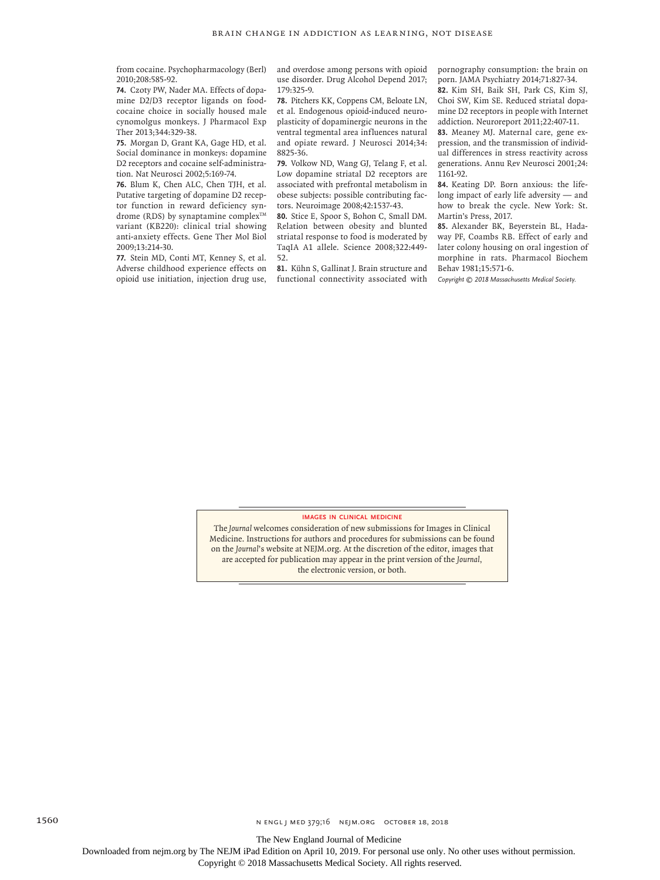from cocaine. Psychopharmacology (Berl) 2010;208:585-92.

**74.** Czoty PW, Nader MA. Effects of dopamine D2/D3 receptor ligands on food-cocaine choice in socially housed male cynomolgus monkeys. J Pharmacol Exp Ther 2013;344:329-38.

**75.** Morgan D, Grant KA, Gage HD, et al. Social dominance in monkeys: dopamine D2 receptors and cocaine self-administration. Nat Neurosci 2002;5:169-74.

**76.** Blum K, Chen ALC, Chen TJH, et al. Putative targeting of dopamine D2 receptor function in reward deficiency syndrome (RDS) by synaptamine complex™ variant (KB220): clinical trial showing anti-anxiety effects. Gene Ther Mol Biol 2009;13:214-30.

**77.** Stein MD, Conti MT, Kenney S, et al. Adverse childhood experience effects on opioid use initiation, injection drug use, and overdose among persons with opioid use disorder. Drug Alcohol Depend 2017;179:325-9.

**78.** Pitchers KK, Coppens CM, Beloate LN, et al. Endogenous opioid-induced neuroplasticity of dopaminergic neurons in the ventral tegmental area influences natural and opiate reward. J Neurosci 2014;34:8825-36.

**79.** Volkow ND, Wang GJ, Telang F, et al. Low dopamine striatal D2 receptors are associated with prefrontal metabolism in obese subjects: possible contributing factors. Neuroimage 2008;42:1537-43.

**80.** Stice E, Spoor S, Bohon C, Small DM. Relation between obesity and blunted striatal response to food is moderated by TaqIA A1 allele. Science 2008;322:449-52.

**81.** Kühn S, Gallinat J. Brain structure and functional connectivity associated with pornography consumption: the brain on porn. JAMA Psychiatry 2014;71:827-34.

**82.** Kim SH, Baik SH, Park CS, Kim SJ, Choi SW, Kim SE. Reduced striatal dopamine D2 receptors in people with Internet addiction. Neuroreport 2011;22:407-11.

**83.** Meaney MJ. Maternal care, gene expression, and the transmission of individual differences in stress reactivity across generations. Annu Rev Neurosci 2001;24:1161-92.

**84.** Keating DP. Born anxious: the lifelong impact of early life adversity — and how to break the cycle. New York: St. Martin's Press, 2017.

**85.** Alexander BK, Beyerstein BL, Hadaway PF, Coambs RB. Effect of early and later colony housing on oral ingestion of morphine in rats. Pharmacol Biochem Behav 1981;15:571-6.

*Copyright © 2018 Massachusetts Medical Society.*

IMAGES IN CLINICAL MEDICINE

The *Journal* welcomes consideration of new submissions for Images in Clinical Medicine. Instructions for authors and procedures for submissions can be found on the *Journal*'s website at NEJM.org. At the discretion of the editor, images that are accepted for publication may appear in the print version of the *Journal*, the electronic version, or both.